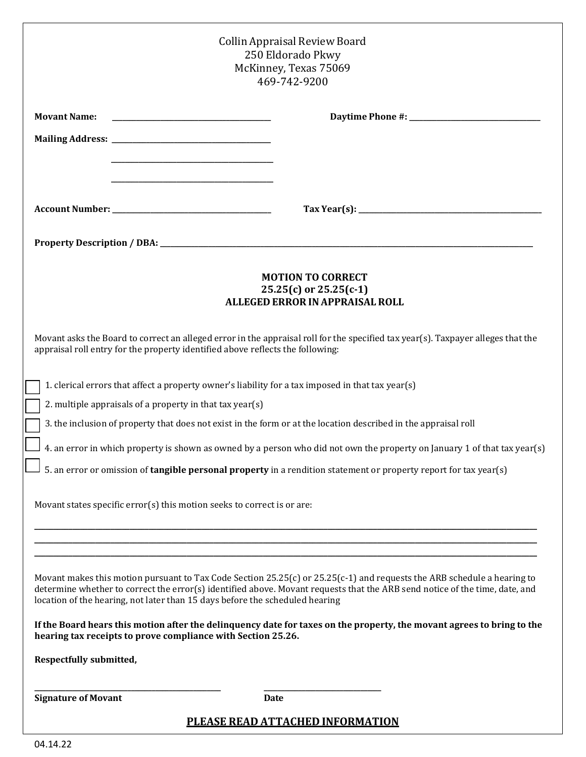Collin Appraisal Review Board
250 Eldorado Pkwy
McKinney, Texas 75069
469-742-9200

**Movant Name:** ______________________________ **Daytime Phone #:** ______________________________

**Mailing Address:** ______________________________

______________________________

______________________________

**Account Number:** ______________________________ **Tax Year(s):** ______________________________

**Property Description / DBA:** ______________________________________________________________

**MOTION TO CORRECT**
**25.25(c) or 25.25(c-1)**
**ALLEGED ERROR IN APPRAISAL ROLL**

Movant asks the Board to correct an alleged error in the appraisal roll for the specified tax year(s). Taxpayer alleges that the appraisal roll entry for the property identified above reflects the following:

☐ 1. clerical errors that affect a property owner's liability for a tax imposed in that tax year(s)

☐ 2. multiple appraisals of a property in that tax year(s)

☐ 3. the inclusion of property that does not exist in the form or at the location described in the appraisal roll

☐ 4. an error in which property is shown as owned by a person who did not own the property on January 1 of that tax year(s)

☐ 5. an error or omission of **tangible personal property** in a rendition statement or property report for tax year(s)

Movant states specific error(s) this motion seeks to correct is or are:

______________________________________________________________________________

______________________________________________________________________________

______________________________________________________________________________

Movant makes this motion pursuant to Tax Code Section 25.25(c) or 25.25(c-1) and requests the ARB schedule a hearing to determine whether to correct the error(s) identified above. Movant requests that the ARB send notice of the time, date, and location of the hearing, not later than 15 days before the scheduled hearing

**If the Board hears this motion after the delinquency date for taxes on the property, the movant agrees to bring to the hearing tax receipts to prove compliance with Section 25.26.**

**Respectfully submitted,**

______________________________ ______________________________
**Signature of Movant** **Date**

**PLEASE READ ATTACHED INFORMATION**

04.14.22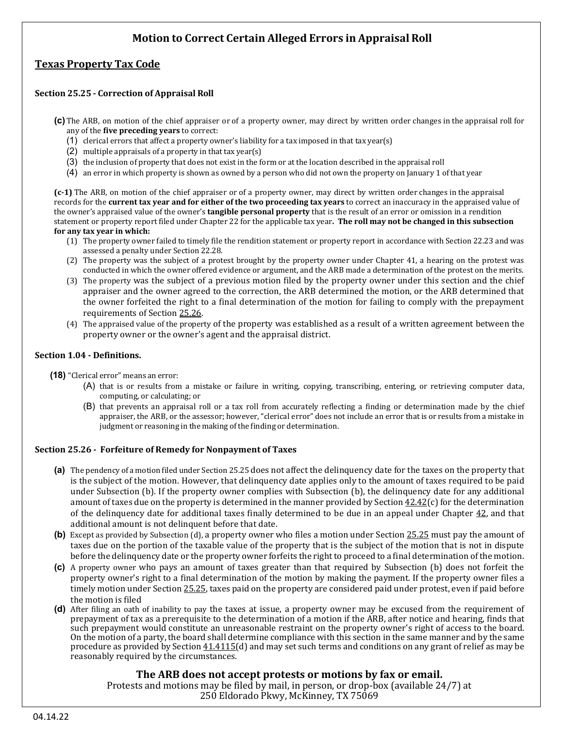# Motion to Correct Certain Alleged Errors in Appraisal Roll

## Texas Property Tax Code

### Section 25.25 - Correction of Appraisal Roll

**(c)** The ARB, on motion of the chief appraiser or of a property owner, may direct by written order changes in the appraisal roll for any of the **five preceding years** to correct:

(1) clerical errors that affect a property owner's liability for a tax imposed in that tax year(s)
(2) multiple appraisals of a property in that tax year(s)
(3) the inclusion of property that does not exist in the form or at the location described in the appraisal roll
(4) an error in which property is shown as owned by a person who did not own the property on January 1 of that year

**(c-1)** The ARB, on motion of the chief appraiser or of a property owner, may direct by written order changes in the appraisal records for the **current tax year and for either of the two proceeding tax years** to correct an inaccuracy in the appraised value of the owner's appraised value of the owner's **tangible personal property** that is the result of an error or omission in a rendition statement or property report filed under Chapter 22 for the applicable tax year**. The roll may not be changed in this subsection for any tax year in which:**

(1) The property owner failed to timely file the rendition statement or property report in accordance with Section 22.23 and was assessed a penalty under Section 22.28.
(2) The property was the subject of a protest brought by the property owner under Chapter 41, a hearing on the protest was conducted in which the owner offered evidence or argument, and the ARB made a determination of the protest on the merits.
(3) The property was the subject of a previous motion filed by the property owner under this section and the chief appraiser and the owner agreed to the correction, the ARB determined the motion, or the ARB determined that the owner forfeited the right to a final determination of the motion for failing to comply with the prepayment requirements of Section 25.26.
(4) The appraised value of the property of the property was established as a result of a written agreement between the property owner or the owner's agent and the appraisal district.

### Section 1.04 - Definitions.

**(18)** "Clerical error" means an error:

(A) that is or results from a mistake or failure in writing, copying, transcribing, entering, or retrieving computer data, computing, or calculating; or
(B) that prevents an appraisal roll or a tax roll from accurately reflecting a finding or determination made by the chief appraiser, the ARB, or the assessor; however, "clerical error" does not include an error that is or results from a mistake in judgment or reasoning in the making of the finding or determination.

### Section 25.26 - Forfeiture of Remedy for Nonpayment of Taxes

**(a)** The pendency of a motion filed under Section 25.25 does not affect the delinquency date for the taxes on the property that is the subject of the motion. However, that delinquency date applies only to the amount of taxes required to be paid under Subsection (b). If the property owner complies with Subsection (b), the delinquency date for any additional amount of taxes due on the property is determined in the manner provided by Section 42.42(c) for the determination of the delinquency date for additional taxes finally determined to be due in an appeal under Chapter 42, and that additional amount is not delinquent before that date.

**(b)** Except as provided by Subsection (d), a property owner who files a motion under Section 25.25 must pay the amount of taxes due on the portion of the taxable value of the property that is the subject of the motion that is not in dispute before the delinquency date or the property owner forfeits the right to proceed to a final determination of the motion.

**(c)** A property owner who pays an amount of taxes greater than that required by Subsection (b) does not forfeit the property owner's right to a final determination of the motion by making the payment. If the property owner files a timely motion under Section 25.25, taxes paid on the property are considered paid under protest, even if paid before the motion is filed

**(d)** After filing an oath of inability to pay the taxes at issue, a property owner may be excused from the requirement of prepayment of tax as a prerequisite to the determination of a motion if the ARB, after notice and hearing, finds that such prepayment would constitute an unreasonable restraint on the property owner's right of access to the board. On the motion of a party, the board shall determine compliance with this section in the same manner and by the same procedure as provided by Section 41.4115(d) and may set such terms and conditions on any grant of relief as may be reasonably required by the circumstances.

**The ARB does not accept protests or motions by fax or email.**
Protests and motions may be filed by mail, in person, or drop-box (available 24/7) at
250 Eldorado Pkwy, McKinney, TX 75069

04.14.22